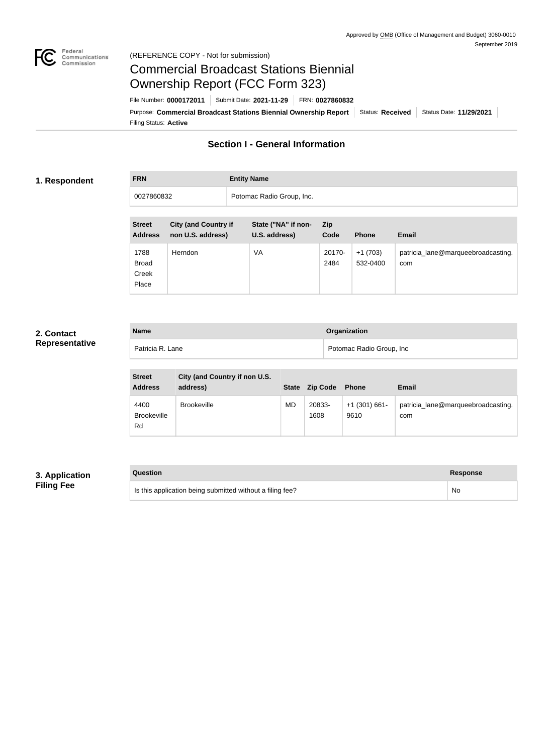Approved by OMB (Office of Management and Budget) 3060-0010
September 2019

(REFERENCE COPY - Not for submission)

# Commercial Broadcast Stations Biennial Ownership Report (FCC Form 323)

File Number: **0000172011** | Submit Date: **2021-11-29** | FRN: **0027860832**

Purpose: **Commercial Broadcast Stations Biennial Ownership Report** | Status: **Received** | Status Date: **11/29/2021**

Filing Status: **Active**

## Section I - General Information

### 1. Respondent

| FRN | Entity Name |
|---|---|
| 0027860832 | Potomac Radio Group, Inc. |

| Street Address | City (and Country if non U.S. address) | State ("NA" if non-U.S. address) | Zip Code | Phone | Email |
|---|---|---|---|---|---|
| 1788 Broad Creek Place | Herndon | VA | 20170-2484 | +1 (703) 532-0400 | patricia_lane@marqueebroadcasting.com |

### 2. Contact Representative

| Name | Organization |
|---|---|
| Patricia R. Lane | Potomac Radio Group, Inc |

| Street Address | City (and Country if non U.S. address) | State | Zip Code | Phone | Email |
|---|---|---|---|---|---|
| 4400 Brookeville Rd | Brookeville | MD | 20833-1608 | +1 (301) 661-9610 | patricia_lane@marqueebroadcasting.com |

### 3. Application Filing Fee

| Question | Response |
|---|---|
| Is this application being submitted without a filing fee? | No |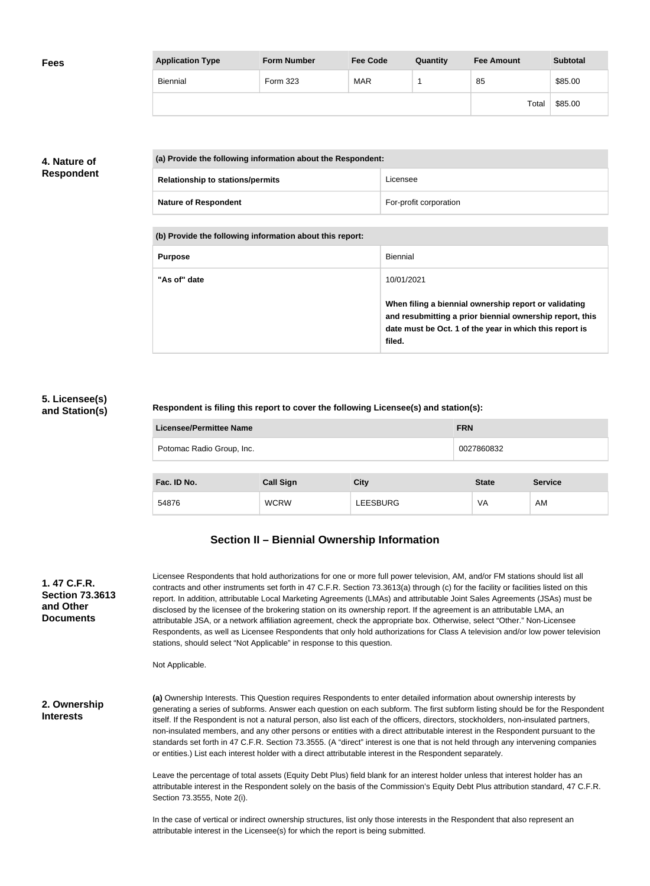**Fees**

| Application Type | Form Number | Fee Code | Quantity | Fee Amount | Subtotal |
| --- | --- | --- | --- | --- | --- |
| Biennial | Form 323 | MAR | 1 | 85 | $85.00 |
| | | | | Total | $85.00 |

**4. Nature of Respondent**

| (a) Provide the following information about the Respondent: | |
| --- | --- |
| Relationship to stations/permits | Licensee |
| Nature of Respondent | For-profit corporation |

| (b) Provide the following information about this report: | |
| --- | --- |
| Purpose | Biennial |
| "As of" date | 10/01/2021<br><br>**When filing a biennial ownership report or validating and resubmitting a prior biennial ownership report, this date must be Oct. 1 of the year in which this report is filed.** |

**5. Licensee(s) and Station(s)**

**Respondent is filing this report to cover the following Licensee(s) and station(s):**

| Licensee/Permittee Name | FRN |
| --- | --- |
| Potomac Radio Group, Inc. | 0027860832 |

| Fac. ID No. | Call Sign | City | State | Service |
| --- | --- | --- | --- | --- |
| 54876 | WCRW | LEESBURG | VA | AM |

## Section II – Biennial Ownership Information

**1. 47 C.F.R. Section 73.3613 and Other Documents**

Licensee Respondents that hold authorizations for one or more full power television, AM, and/or FM stations should list all contracts and other instruments set forth in 47 C.F.R. Section 73.3613(a) through (c) for the facility or facilities listed on this report. In addition, attributable Local Marketing Agreements (LMAs) and attributable Joint Sales Agreements (JSAs) must be disclosed by the licensee of the brokering station on its ownership report. If the agreement is an attributable LMA, an attributable JSA, or a network affiliation agreement, check the appropriate box. Otherwise, select "Other." Non-Licensee Respondents, as well as Licensee Respondents that only hold authorizations for Class A television and/or low power television stations, should select "Not Applicable" in response to this question.

Not Applicable.

**2. Ownership Interests**

**(a)** Ownership Interests. This Question requires Respondents to enter detailed information about ownership interests by generating a series of subforms. Answer each question on each subform. The first subform listing should be for the Respondent itself. If the Respondent is not a natural person, also list each of the officers, directors, stockholders, non-insulated partners, non-insulated members, and any other persons or entities with a direct attributable interest in the Respondent pursuant to the standards set forth in 47 C.F.R. Section 73.3555. (A "direct" interest is one that is not held through any intervening companies or entities.) List each interest holder with a direct attributable interest in the Respondent separately.

Leave the percentage of total assets (Equity Debt Plus) field blank for an interest holder unless that interest holder has an attributable interest in the Respondent solely on the basis of the Commission's Equity Debt Plus attribution standard, 47 C.F.R. Section 73.3555, Note 2(i).

In the case of vertical or indirect ownership structures, list only those interests in the Respondent that also represent an attributable interest in the Licensee(s) for which the report is being submitted.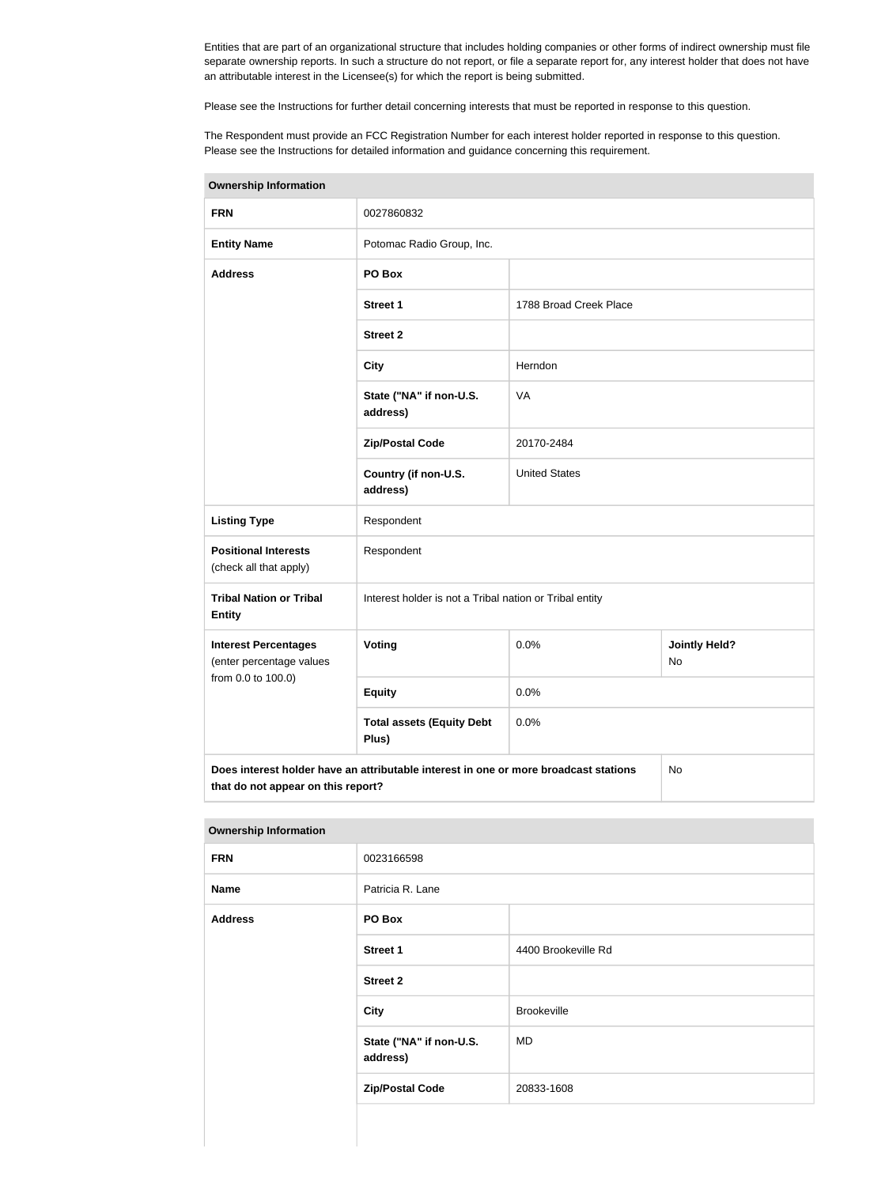Entities that are part of an organizational structure that includes holding companies or other forms of indirect ownership must file separate ownership reports. In such a structure do not report, or file a separate report for, any interest holder that does not have an attributable interest in the Licensee(s) for which the report is being submitted.

Please see the Instructions for further detail concerning interests that must be reported in response to this question.

The Respondent must provide an FCC Registration Number for each interest holder reported in response to this question. Please see the Instructions for detailed information and guidance concerning this requirement.

| **Ownership Information** | | | |
|---|---|---|---|
| **FRN** | 0027860832 | | |
| **Entity Name** | Potomac Radio Group, Inc. | | |
| **Address** | **PO Box** | | |
| | **Street 1** | 1788 Broad Creek Place | |
| | **Street 2** | | |
| | **City** | Herndon | |
| | **State ("NA" if non-U.S. address)** | VA | |
| | **Zip/Postal Code** | 20170-2484 | |
| | **Country (if non-U.S. address)** | United States | |
| **Listing Type** | Respondent | | |
| **Positional Interests** (check all that apply) | Respondent | | |
| **Tribal Nation or Tribal Entity** | Interest holder is not a Tribal nation or Tribal entity | | |
| **Interest Percentages** (enter percentage values from 0.0 to 100.0) | **Voting** | 0.0% | **Jointly Held?** No |
| | **Equity** | 0.0% | |
| | **Total assets (Equity Debt Plus)** | 0.0% | |
| **Does interest holder have an attributable interest in one or more broadcast stations that do not appear on this report?** | | | No |

| **Ownership Information** | | |
|---|---|---|
| **FRN** | 0023166598 | |
| **Name** | Patricia R. Lane | |
| **Address** | **PO Box** | |
| | **Street 1** | 4400 Brookeville Rd |
| | **Street 2** | |
| | **City** | Brookeville |
| | **State ("NA" if non-U.S. address)** | MD |
| | **Zip/Postal Code** | 20833-1608 |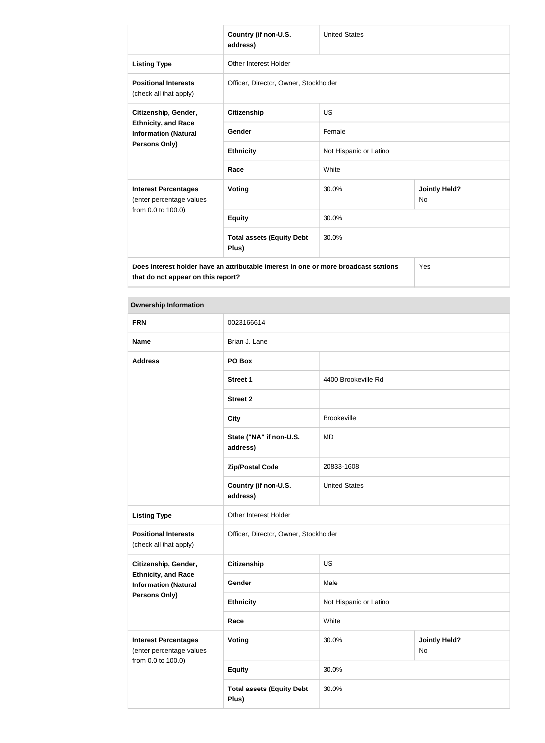| | | | |
|---|---|---|---|
| | Country (if non-U.S. address) | United States | |
| **Listing Type** | Other Interest Holder | | |
| **Positional Interests** (check all that apply) | Officer, Director, Owner, Stockholder | | |
| **Citizenship, Gender, Ethnicity, and Race Information (Natural Persons Only)** | **Citizenship** | US | |
| | **Gender** | Female | |
| | **Ethnicity** | Not Hispanic or Latino | |
| | **Race** | White | |
| **Interest Percentages** (enter percentage values from 0.0 to 100.0) | **Voting** | 30.0% | **Jointly Held?** No |
| | **Equity** | 30.0% | |
| | **Total assets (Equity Debt Plus)** | 30.0% | |
| **Does interest holder have an attributable interest in one or more broadcast stations that do not appear on this report?** | | | Yes |

| **Ownership Information** | | | |
|---|---|---|---|
| **FRN** | 0023166614 | | |
| **Name** | Brian J. Lane | | |
| **Address** | **PO Box** | | |
| | **Street 1** | 4400 Brookeville Rd | |
| | **Street 2** | | |
| | **City** | Brookeville | |
| | **State ("NA" if non-U.S. address)** | MD | |
| | **Zip/Postal Code** | 20833-1608 | |
| | **Country (if non-U.S. address)** | United States | |
| **Listing Type** | Other Interest Holder | | |
| **Positional Interests** (check all that apply) | Officer, Director, Owner, Stockholder | | |
| **Citizenship, Gender, Ethnicity, and Race Information (Natural Persons Only)** | **Citizenship** | US | |
| | **Gender** | Male | |
| | **Ethnicity** | Not Hispanic or Latino | |
| | **Race** | White | |
| **Interest Percentages** (enter percentage values from 0.0 to 100.0) | **Voting** | 30.0% | **Jointly Held?** No |
| | **Equity** | 30.0% | |
| | **Total assets (Equity Debt Plus)** | 30.0% | |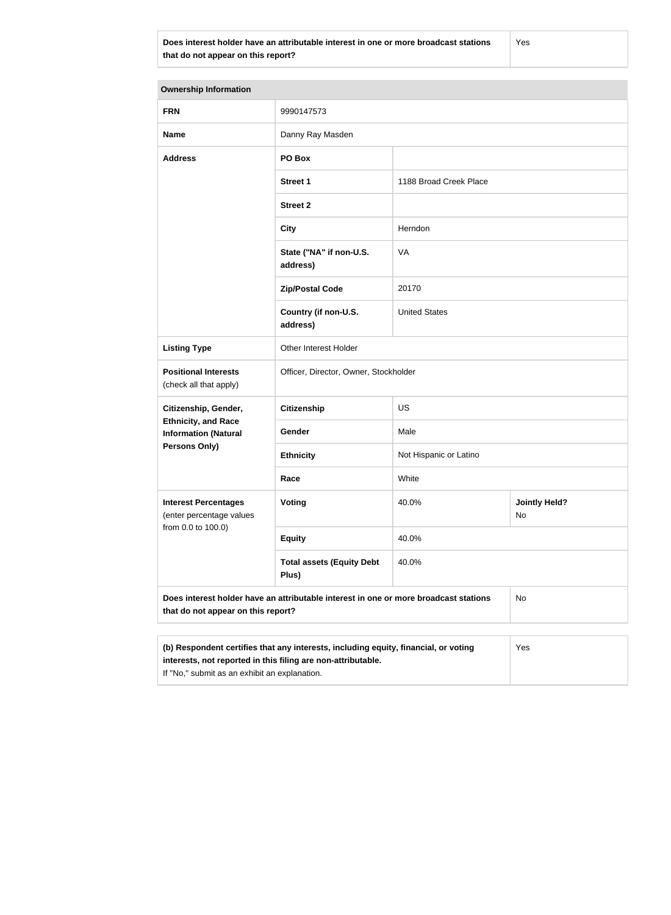| Does interest holder have an attributable interest in one or more broadcast stations that do not appear on this report? | Yes |
|---|---|

| Ownership Information | | | |
|---|---|---|---|
| **FRN** | 9990147573 | | |
| **Name** | Danny Ray Masden | | |
| **Address** | **PO Box** | | |
| | **Street 1** | 1188 Broad Creek Place | |
| | **Street 2** | | |
| | **City** | Herndon | |
| | **State ("NA" if non-U.S. address)** | VA | |
| | **Zip/Postal Code** | 20170 | |
| | **Country (if non-U.S. address)** | United States | |
| **Listing Type** | Other Interest Holder | | |
| **Positional Interests** (check all that apply) | Officer, Director, Owner, Stockholder | | |
| **Citizenship, Gender, Ethnicity, and Race Information (Natural Persons Only)** | **Citizenship** | US | |
| | **Gender** | Male | |
| | **Ethnicity** | Not Hispanic or Latino | |
| | **Race** | White | |
| **Interest Percentages** (enter percentage values from 0.0 to 100.0) | **Voting** | 40.0% | **Jointly Held?** No |
| | **Equity** | 40.0% | |
| | **Total assets (Equity Debt Plus)** | 40.0% | |
| **Does interest holder have an attributable interest in one or more broadcast stations that do not appear on this report?** | | | No |

| **(b) Respondent certifies that any interests, including equity, financial, or voting interests, not reported in this filing are non-attributable.** If "No," submit as an exhibit an explanation. | Yes |
|---|---|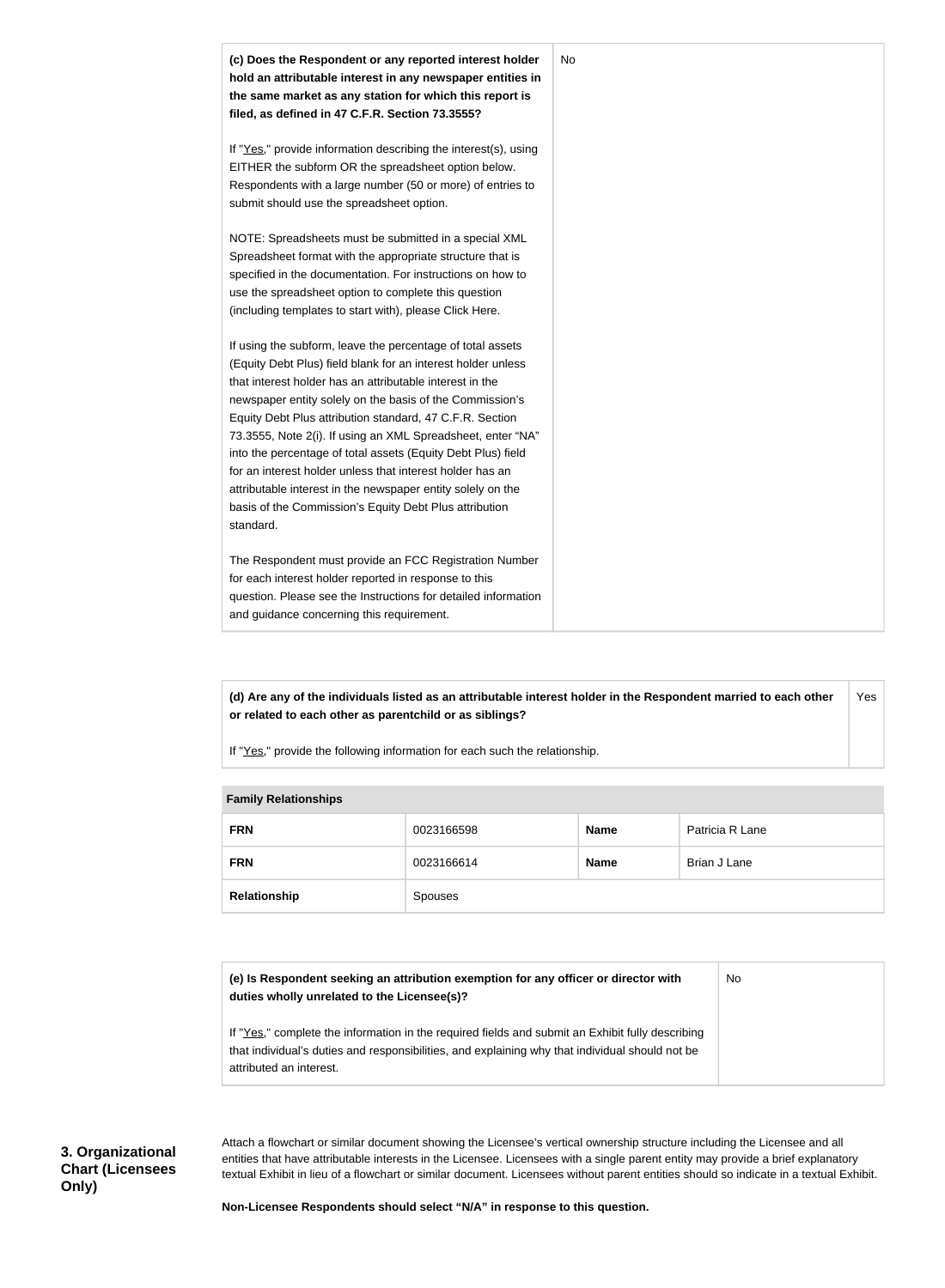| **(c) Does the Respondent or any reported interest holder hold an attributable interest in any newspaper entities in the same market as any station for which this report is filed, as defined in 47 C.F.R. Section 73.3555?**<br><br>If "Yes," provide information describing the interest(s), using EITHER the subform OR the spreadsheet option below. Respondents with a large number (50 or more) of entries to submit should use the spreadsheet option.<br><br>NOTE: Spreadsheets must be submitted in a special XML Spreadsheet format with the appropriate structure that is specified in the documentation. For instructions on how to use the spreadsheet option to complete this question (including templates to start with), please Click Here.<br><br>If using the subform, leave the percentage of total assets (Equity Debt Plus) field blank for an interest holder unless that interest holder has an attributable interest in the newspaper entity solely on the basis of the Commission's Equity Debt Plus attribution standard, 47 C.F.R. Section 73.3555, Note 2(i). If using an XML Spreadsheet, enter "NA" into the percentage of total assets (Equity Debt Plus) field for an interest holder unless that interest holder has an attributable interest in the newspaper entity solely on the basis of the Commission's Equity Debt Plus attribution standard.<br><br>The Respondent must provide an FCC Registration Number for each interest holder reported in response to this question. Please see the Instructions for detailed information and guidance concerning this requirement. | No |
|---|---|

| **(d) Are any of the individuals listed as an attributable interest holder in the Respondent married to each other or related to each other as parentchild or as siblings?**<br><br>If "Yes," provide the following information for each such the relationship. | Yes |
|---|---|

| **Family Relationships** | | | |
|---|---|---|---|
| **FRN** | 0023166598 | **Name** | Patricia R Lane |
| **FRN** | 0023166614 | **Name** | Brian J Lane |
| **Relationship** | Spouses | | |

| **(e) Is Respondent seeking an attribution exemption for any officer or director with duties wholly unrelated to the Licensee(s)?**<br><br>If "Yes," complete the information in the required fields and submit an Exhibit fully describing that individual's duties and responsibilities, and explaining why that individual should not be attributed an interest. | No |
|---|---|

**3. Organizational Chart (Licensees Only)**

Attach a flowchart or similar document showing the Licensee's vertical ownership structure including the Licensee and all entities that have attributable interests in the Licensee. Licensees with a single parent entity may provide a brief explanatory textual Exhibit in lieu of a flowchart or similar document. Licensees without parent entities should so indicate in a textual Exhibit.

**Non-Licensee Respondents should select "N/A" in response to this question.**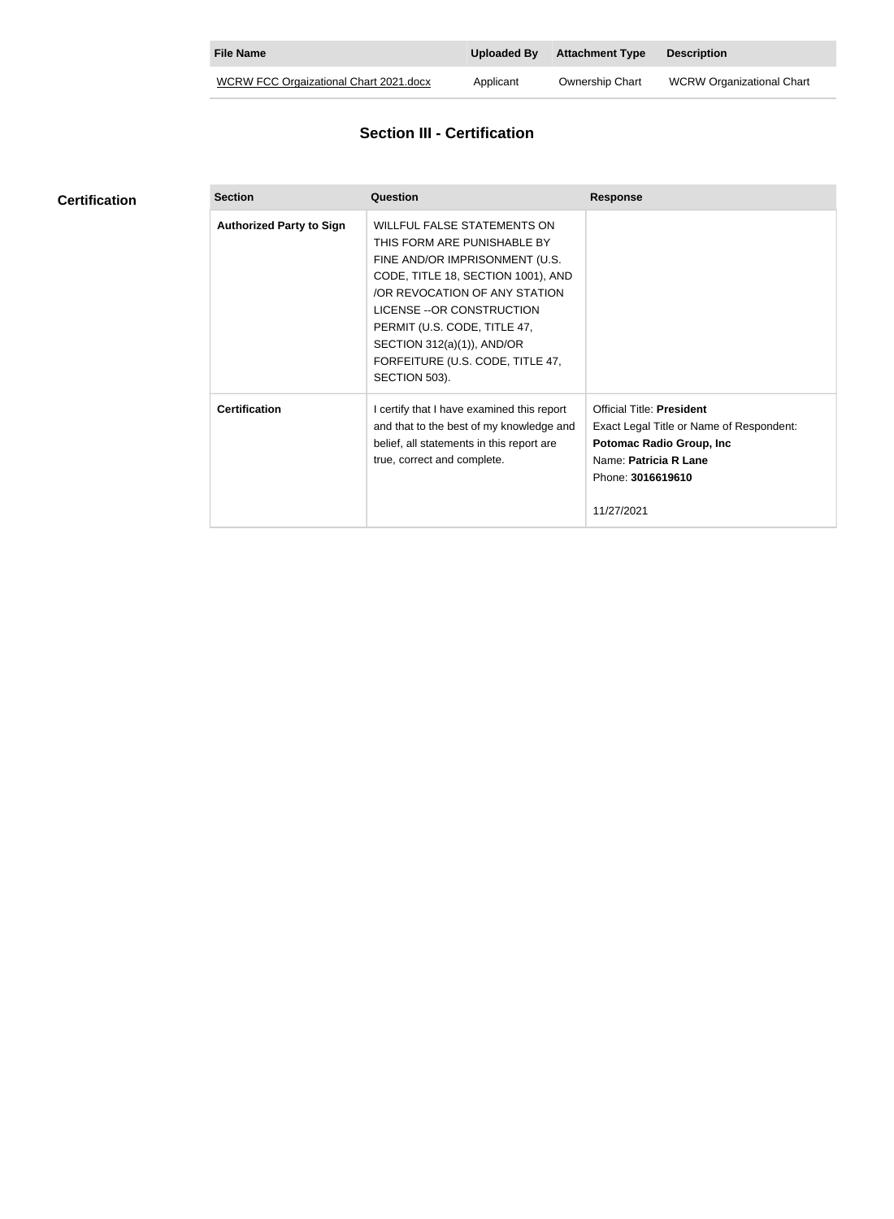| File Name | Uploaded By | Attachment Type | Description |
|---|---|---|---|
| WCRW FCC Orgaizational Chart 2021.docx | Applicant | Ownership Chart | WCRW Organizational Chart |

## Section III - Certification

**Certification**

| Section | Question | Response |
|---|---|---|
| **Authorized Party to Sign** | WILLFUL FALSE STATEMENTS ON THIS FORM ARE PUNISHABLE BY FINE AND/OR IMPRISONMENT (U.S. CODE, TITLE 18, SECTION 1001), AND /OR REVOCATION OF ANY STATION LICENSE --OR CONSTRUCTION PERMIT (U.S. CODE, TITLE 47, SECTION 312(a)(1)), AND/OR FORFEITURE (U.S. CODE, TITLE 47, SECTION 503). | |
| **Certification** | I certify that I have examined this report and that to the best of my knowledge and belief, all statements in this report are true, correct and complete. | Official Title: **President**<br>Exact Legal Title or Name of Respondent: **Potomac Radio Group, Inc**<br>Name: **Patricia R Lane**<br>Phone: **3016619610**<br><br>11/27/2021 |